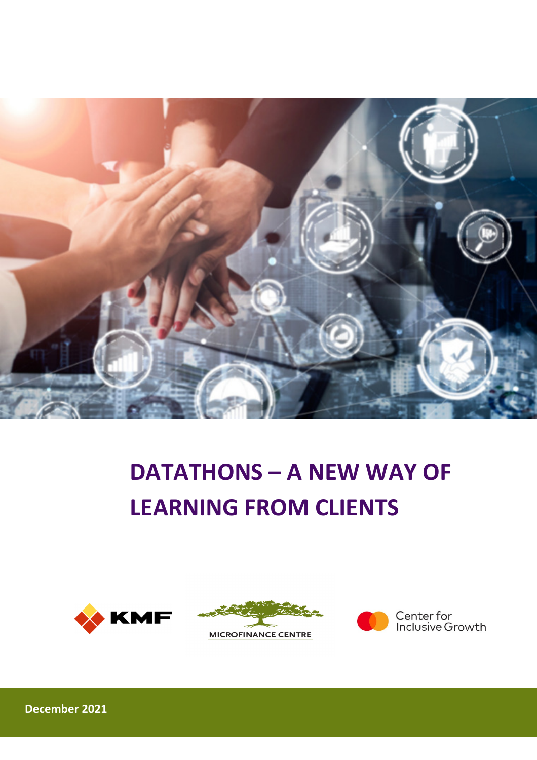# DATATHONS – A NEW WAY OF LEARNING FROM CLIENTS

KMF

MICROFINANCE CENTRE

Center for Inclusive Growth

**December 2021**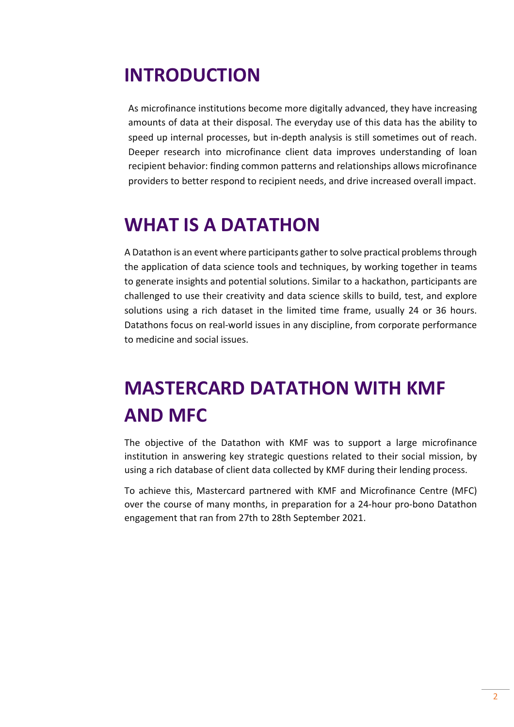# INTRODUCTION

As microfinance institutions become more digitally advanced, they have increasing amounts of data at their disposal. The everyday use of this data has the ability to speed up internal processes, but in-depth analysis is still sometimes out of reach. Deeper research into microfinance client data improves understanding of loan recipient behavior: finding common patterns and relationships allows microfinance providers to better respond to recipient needs, and drive increased overall impact.

# WHAT IS A DATATHON

A Datathon is an event where participants gather to solve practical problems through the application of data science tools and techniques, by working together in teams to generate insights and potential solutions. Similar to a hackathon, participants are challenged to use their creativity and data science skills to build, test, and explore solutions using a rich dataset in the limited time frame, usually 24 or 36 hours. Datathons focus on real-world issues in any discipline, from corporate performance to medicine and social issues.

# MASTERCARD DATATHON WITH KMF AND MFC

The objective of the Datathon with KMF was to support a large microfinance institution in answering key strategic questions related to their social mission, by using a rich database of client data collected by KMF during their lending process.

To achieve this, Mastercard partnered with KMF and Microfinance Centre (MFC) over the course of many months, in preparation for a 24-hour pro-bono Datathon engagement that ran from 27th to 28th September 2021.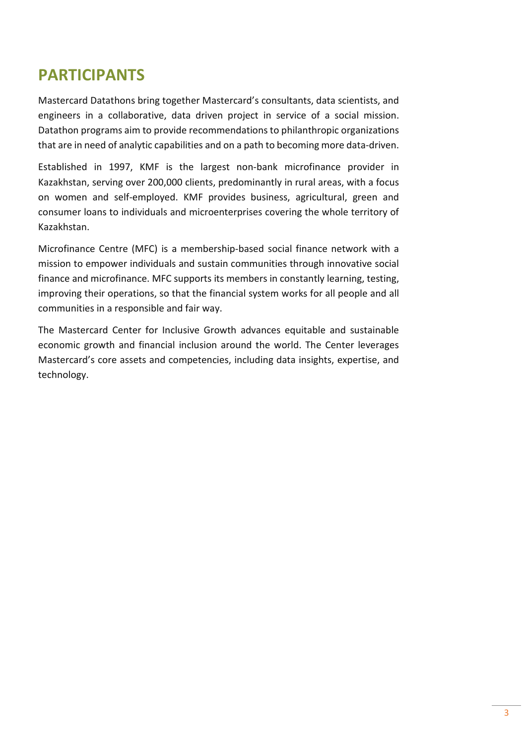# PARTICIPANTS

Mastercard Datathons bring together Mastercard's consultants, data scientists, and engineers in a collaborative, data driven project in service of a social mission. Datathon programs aim to provide recommendations to philanthropic organizations that are in need of analytic capabilities and on a path to becoming more data-driven.

Established in 1997, KMF is the largest non-bank microfinance provider in Kazakhstan, serving over 200,000 clients, predominantly in rural areas, with a focus on women and self-employed. KMF provides business, agricultural, green and consumer loans to individuals and microenterprises covering the whole territory of Kazakhstan.

Microfinance Centre (MFC) is a membership-based social finance network with a mission to empower individuals and sustain communities through innovative social finance and microfinance. MFC supports its members in constantly learning, testing, improving their operations, so that the financial system works for all people and all communities in a responsible and fair way.

The Mastercard Center for Inclusive Growth advances equitable and sustainable economic growth and financial inclusion around the world. The Center leverages Mastercard's core assets and competencies, including data insights, expertise, and technology.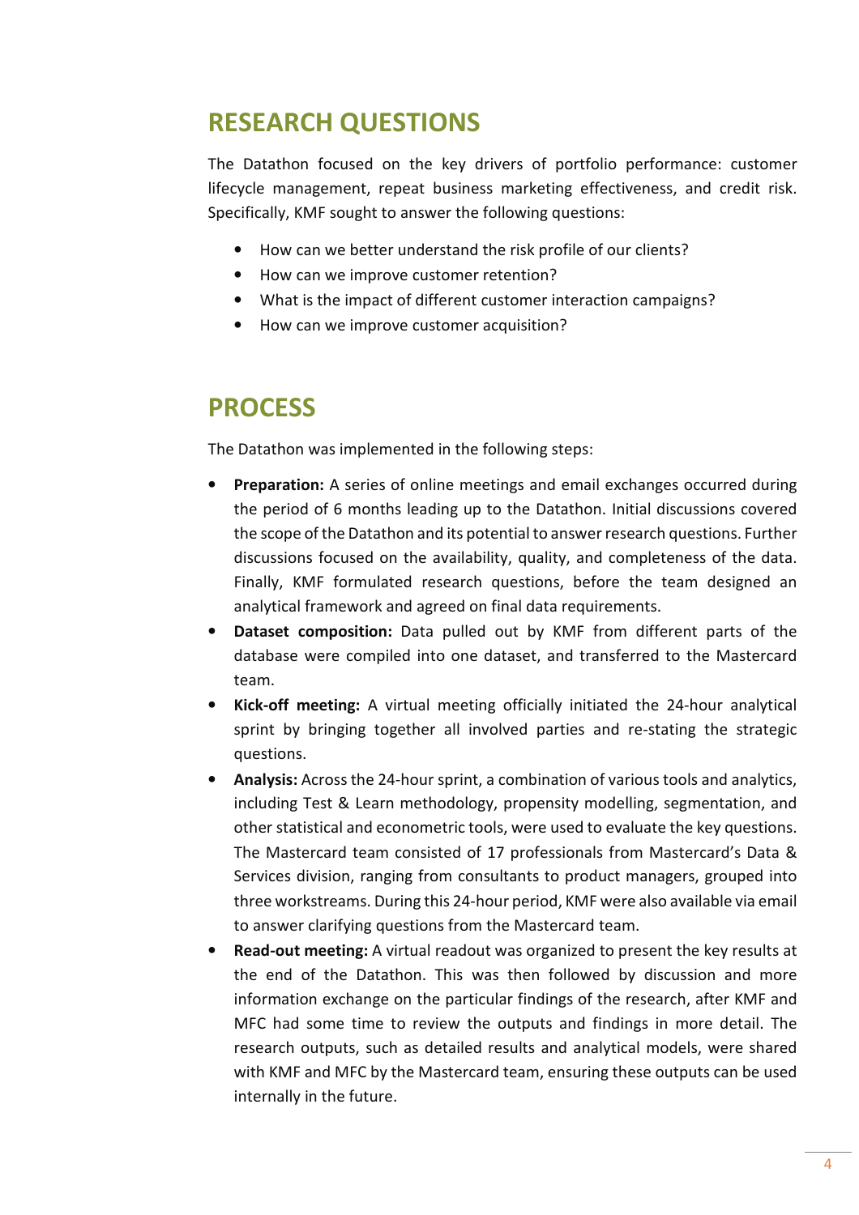## RESEARCH QUESTIONS

The Datathon focused on the key drivers of portfolio performance: customer lifecycle management, repeat business marketing effectiveness, and credit risk. Specifically, KMF sought to answer the following questions:

- How can we better understand the risk profile of our clients?
- How can we improve customer retention?
- What is the impact of different customer interaction campaigns?
- How can we improve customer acquisition?

## PROCESS

The Datathon was implemented in the following steps:

- **Preparation:** A series of online meetings and email exchanges occurred during the period of 6 months leading up to the Datathon. Initial discussions covered the scope of the Datathon and its potential to answer research questions. Further discussions focused on the availability, quality, and completeness of the data. Finally, KMF formulated research questions, before the team designed an analytical framework and agreed on final data requirements.
- **Dataset composition:** Data pulled out by KMF from different parts of the database were compiled into one dataset, and transferred to the Mastercard team.
- **Kick-off meeting:** A virtual meeting officially initiated the 24-hour analytical sprint by bringing together all involved parties and re-stating the strategic questions.
- **Analysis:** Across the 24-hour sprint, a combination of various tools and analytics, including Test & Learn methodology, propensity modelling, segmentation, and other statistical and econometric tools, were used to evaluate the key questions. The Mastercard team consisted of 17 professionals from Mastercard's Data & Services division, ranging from consultants to product managers, grouped into three workstreams. During this 24-hour period, KMF were also available via email to answer clarifying questions from the Mastercard team.
- **Read-out meeting:** A virtual readout was organized to present the key results at the end of the Datathon. This was then followed by discussion and more information exchange on the particular findings of the research, after KMF and MFC had some time to review the outputs and findings in more detail. The research outputs, such as detailed results and analytical models, were shared with KMF and MFC by the Mastercard team, ensuring these outputs can be used internally in the future.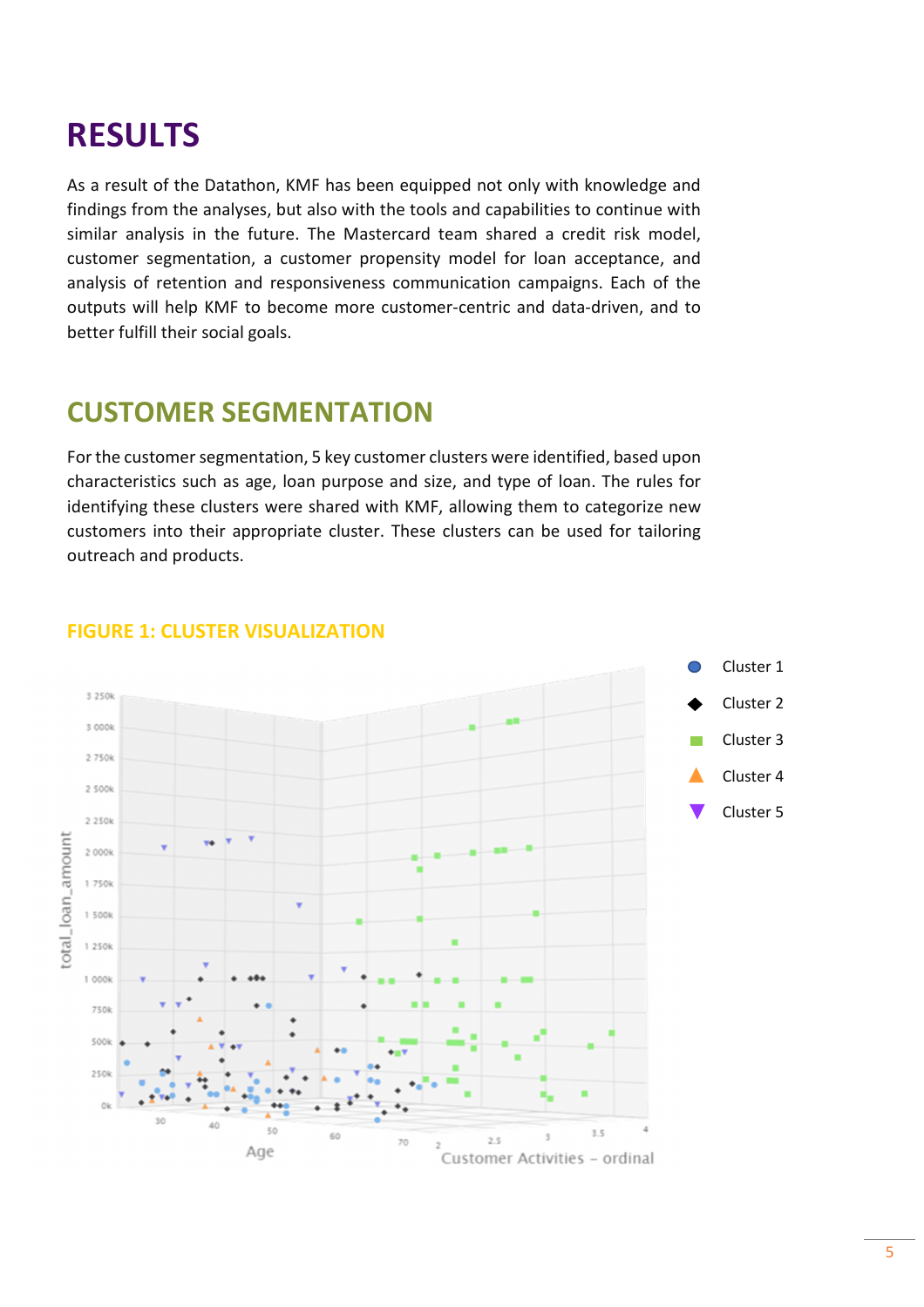# RESULTS

As a result of the Datathon, KMF has been equipped not only with knowledge and findings from the analyses, but also with the tools and capabilities to continue with similar analysis in the future. The Mastercard team shared a credit risk model, customer segmentation, a customer propensity model for loan acceptance, and analysis of retention and responsiveness communication campaigns. Each of the outputs will help KMF to become more customer-centric and data-driven, and to better fulfill their social goals.

## CUSTOMER SEGMENTATION

For the customer segmentation, 5 key customer clusters were identified, based upon characteristics such as age, loan purpose and size, and type of loan. The rules for identifying these clusters were shared with KMF, allowing them to categorize new customers into their appropriate cluster. These clusters can be used for tailoring outreach and products.

### FIGURE 1: CLUSTER VISUALIZATION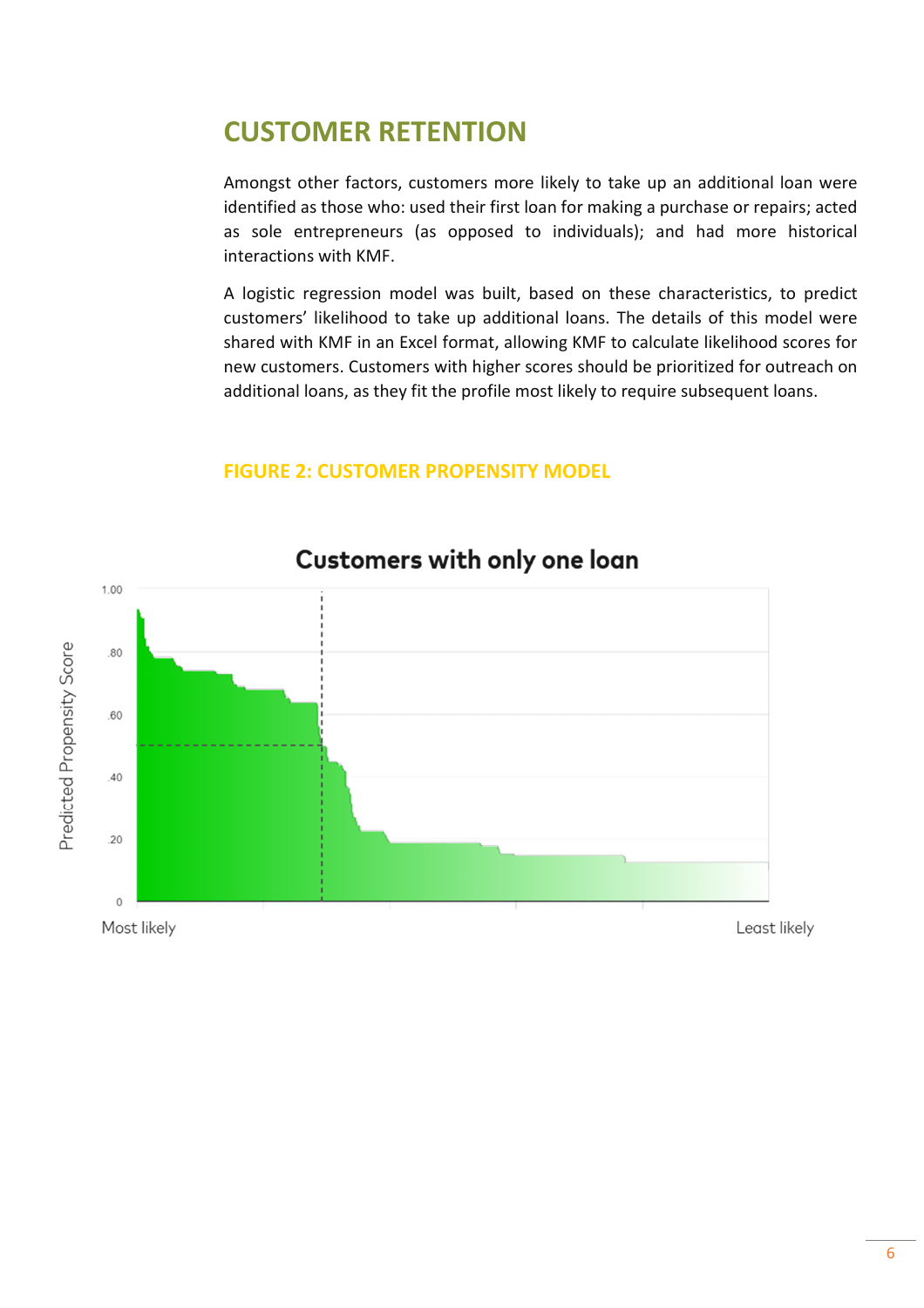## CUSTOMER RETENTION

Amongst other factors, customers more likely to take up an additional loan were identified as those who: used their first loan for making a purchase or repairs; acted as sole entrepreneurs (as opposed to individuals); and had more historical interactions with KMF.

A logistic regression model was built, based on these characteristics, to predict customers' likelihood to take up additional loans. The details of this model were shared with KMF in an Excel format, allowing KMF to calculate likelihood scores for new customers. Customers with higher scores should be prioritized for outreach on additional loans, as they fit the profile most likely to require subsequent loans.

### FIGURE 2: CUSTOMER PROPENSITY MODEL

**Customers with only one loan**

Predicted Propensity Score (0 to 1.00), Most likely to Least likely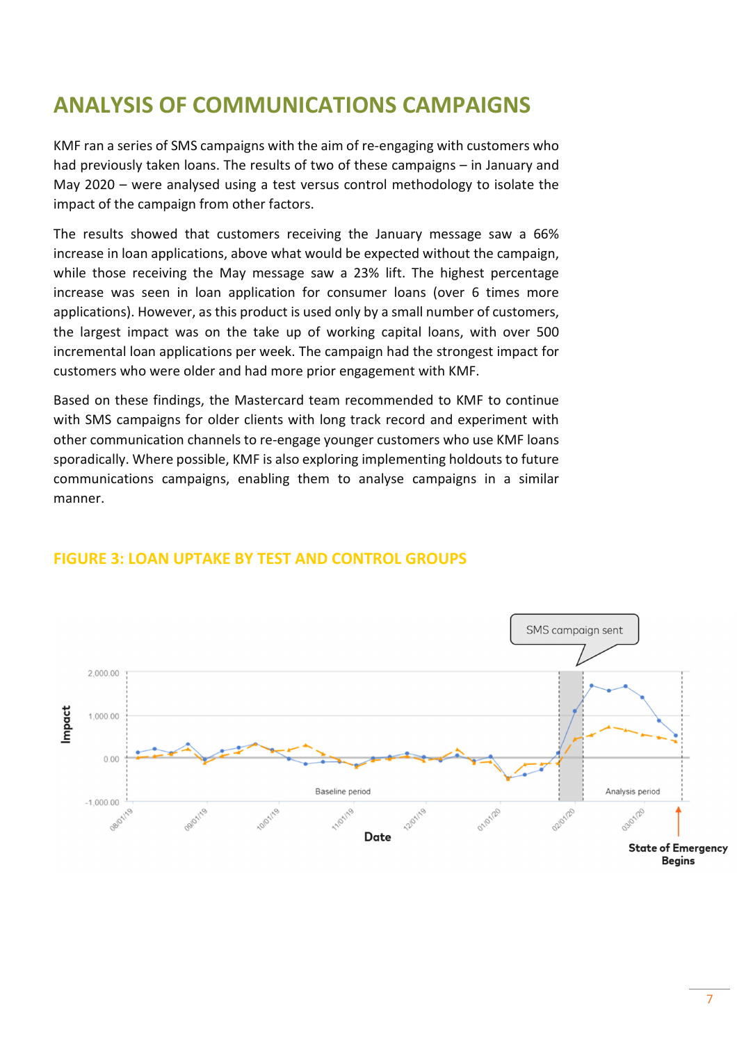# ANALYSIS OF COMMUNICATIONS CAMPAIGNS

KMF ran a series of SMS campaigns with the aim of re-engaging with customers who had previously taken loans. The results of two of these campaigns – in January and May 2020 – were analysed using a test versus control methodology to isolate the impact of the campaign from other factors.

The results showed that customers receiving the January message saw a 66% increase in loan applications, above what would be expected without the campaign, while those receiving the May message saw a 23% lift. The highest percentage increase was seen in loan application for consumer loans (over 6 times more applications). However, as this product is used only by a small number of customers, the largest impact was on the take up of working capital loans, with over 500 incremental loan applications per week. The campaign had the strongest impact for customers who were older and had more prior engagement with KMF.

Based on these findings, the Mastercard team recommended to KMF to continue with SMS campaigns for older clients with long track record and experiment with other communication channels to re-engage younger customers who use KMF loans sporadically. Where possible, KMF is also exploring implementing holdouts to future communications campaigns, enabling them to analyse campaigns in a similar manner.

## FIGURE 3: LOAN UPTAKE BY TEST AND CONTROL GROUPS

SMS campaign sent

Impact

2,000.00
1,000.00
0.00
-1,000.00

Baseline period

Analysis period

08/01/19 09/01/19 10/01/19 11/01/19 12/01/19 01/01/20 02/01/20 03/01/20

Date

State of Emergency Begins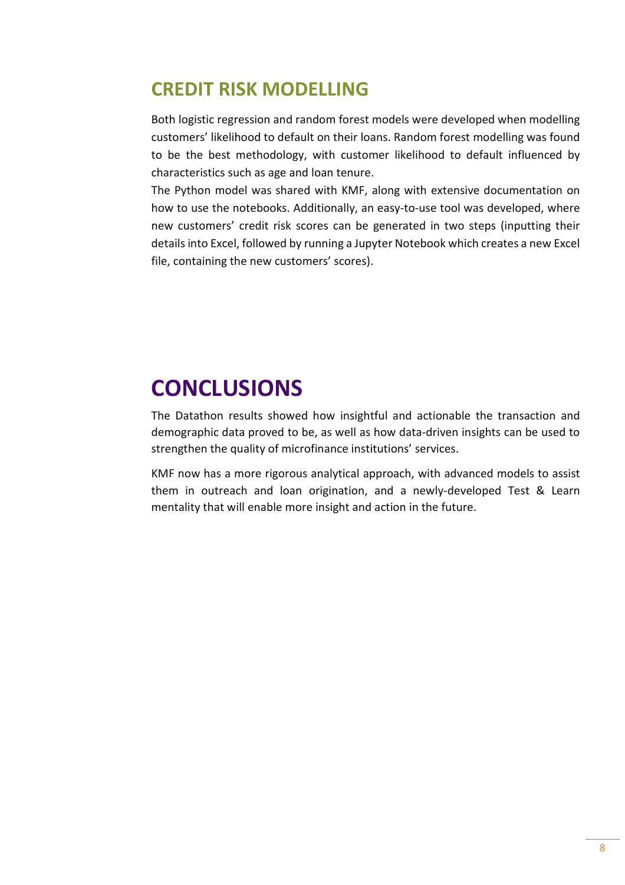## CREDIT RISK MODELLING

Both logistic regression and random forest models were developed when modelling customers' likelihood to default on their loans. Random forest modelling was found to be the best methodology, with customer likelihood to default influenced by characteristics such as age and loan tenure.
The Python model was shared with KMF, along with extensive documentation on how to use the notebooks. Additionally, an easy-to-use tool was developed, where new customers' credit risk scores can be generated in two steps (inputting their details into Excel, followed by running a Jupyter Notebook which creates a new Excel file, containing the new customers' scores).

# CONCLUSIONS

The Datathon results showed how insightful and actionable the transaction and demographic data proved to be, as well as how data-driven insights can be used to strengthen the quality of microfinance institutions' services.

KMF now has a more rigorous analytical approach, with advanced models to assist them in outreach and loan origination, and a newly-developed Test & Learn mentality that will enable more insight and action in the future.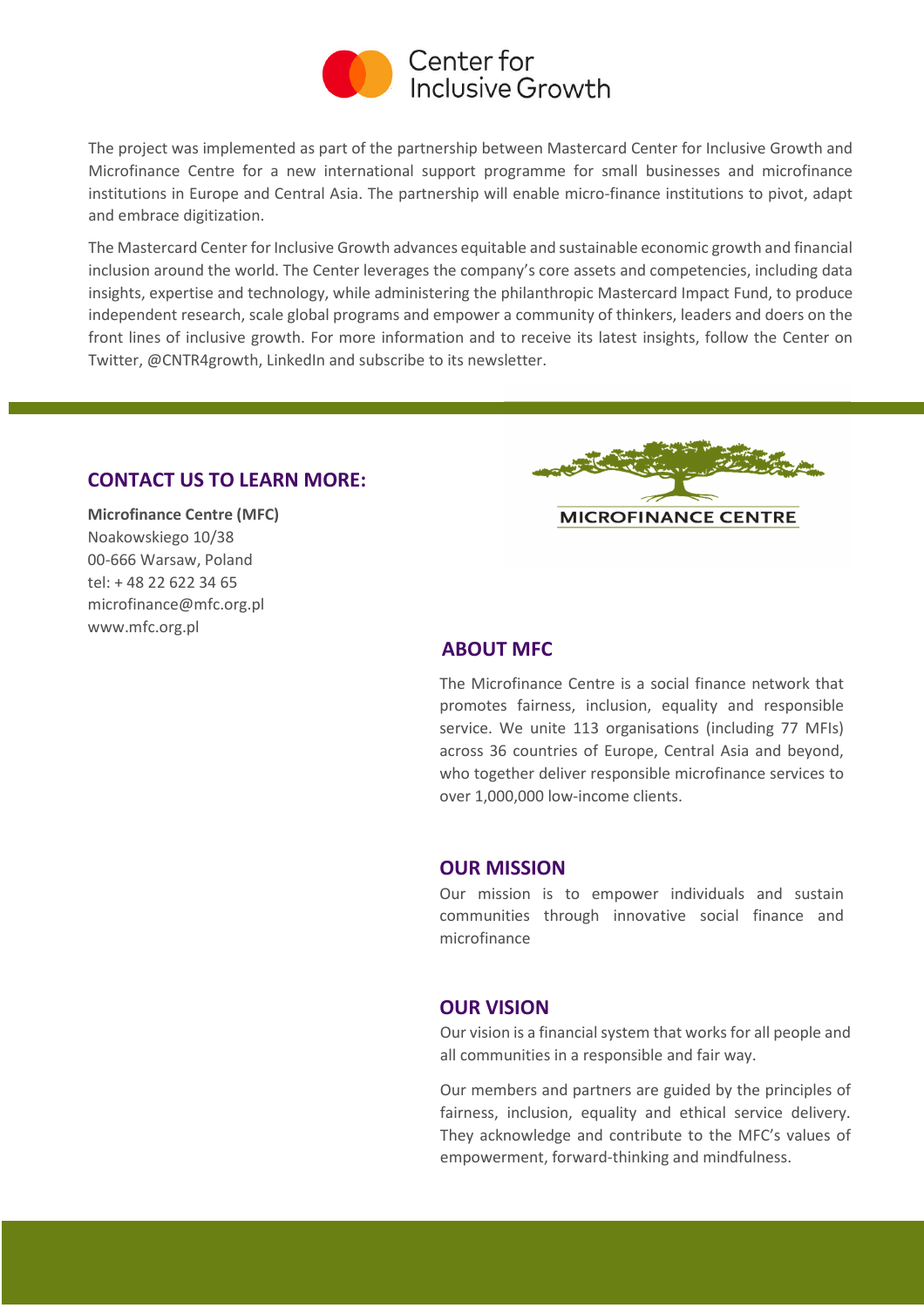Center for Inclusive Growth

The project was implemented as part of the partnership between Mastercard Center for Inclusive Growth and Microfinance Centre for a new international support programme for small businesses and microfinance institutions in Europe and Central Asia. The partnership will enable micro-finance institutions to pivot, adapt and embrace digitization.

The Mastercard Center for Inclusive Growth advances equitable and sustainable economic growth and financial inclusion around the world. The Center leverages the company's core assets and competencies, including data insights, expertise and technology, while administering the philanthropic Mastercard Impact Fund, to produce independent research, scale global programs and empower a community of thinkers, leaders and doers on the front lines of inclusive growth. For more information and to receive its latest insights, follow the Center on Twitter, @CNTR4growth, LinkedIn and subscribe to its newsletter.

## CONTACT US TO LEARN MORE:

**Microfinance Centre (MFC)**
Noakowskiego 10/38
00-666 Warsaw, Poland
tel: + 48 22 622 34 65
microfinance@mfc.org.pl
www.mfc.org.pl

MICROFINANCE CENTRE

## ABOUT MFC

The Microfinance Centre is a social finance network that promotes fairness, inclusion, equality and responsible service. We unite 113 organisations (including 77 MFIs) across 36 countries of Europe, Central Asia and beyond, who together deliver responsible microfinance services to over 1,000,000 low-income clients.

## OUR MISSION

Our mission is to empower individuals and sustain communities through innovative social finance and microfinance

## OUR VISION

Our vision is a financial system that works for all people and all communities in a responsible and fair way.

Our members and partners are guided by the principles of fairness, inclusion, equality and ethical service delivery. They acknowledge and contribute to the MFC's values of empowerment, forward-thinking and mindfulness.